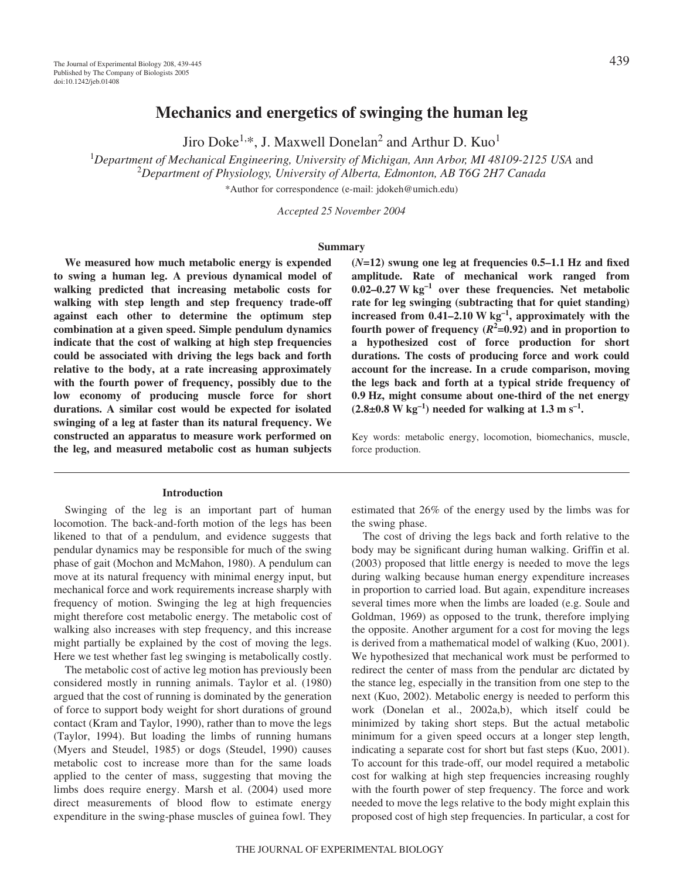# Mechanics and energetics of swinging the human leg

Jiro Doke[1,*], J. Maxwell Donelan[2] and Arthur D. Kuo[1]

[1]*Department of Mechanical Engineering, University of Michigan, Ann Arbor, MI 48109-2125 USA* and [2]*Department of Physiology, University of Alberta, Edmonton, AB T6G 2H7 Canada*

*Author for correspondence (e-mail: jdokeh@umich.edu)

*Accepted 25 November 2004*

## Summary

**We measured how much metabolic energy is expended to swing a human leg. A previous dynamical model of walking predicted that increasing metabolic costs for walking with step length and step frequency trade-off against each other to determine the optimum step combination at a given speed. Simple pendulum dynamics indicate that the cost of walking at high step frequencies could be associated with driving the legs back and forth relative to the body, at a rate increasing approximately with the fourth power of frequency, possibly due to the low economy of producing muscle force for short durations. A similar cost would be expected for isolated swinging of a leg at faster than its natural frequency. We constructed an apparatus to measure work performed on the leg, and measured metabolic cost as human subjects (*N*=12) swung one leg at frequencies 0.5–1.1 Hz and fixed amplitude. Rate of mechanical work ranged from 0.02–0.27 W kg$^{-1}$ over these frequencies. Net metabolic rate for leg swinging (subtracting that for quiet standing) increased from 0.41–2.10 W kg$^{-1}$, approximately with the fourth power of frequency ($R^2$=0.92) and in proportion to a hypothesized cost of force production for short durations. The costs of producing force and work could account for the increase. In a crude comparison, moving the legs back and forth at a typical stride frequency of 0.9 Hz, might consume about one-third of the net energy (2.8±0.8 W kg$^{-1}$) needed for walking at 1.3 m s$^{-1}$.**

Key words: metabolic energy, locomotion, biomechanics, muscle, force production.

## Introduction

Swinging of the leg is an important part of human locomotion. The back-and-forth motion of the legs has been likened to that of a pendulum, and evidence suggests that pendular dynamics may be responsible for much of the swing phase of gait (Mochon and McMahon, 1980). A pendulum can move at its natural frequency with minimal energy input, but mechanical force and work requirements increase sharply with frequency of motion. Swinging the leg at high frequencies might therefore cost metabolic energy. The metabolic cost of walking also increases with step frequency, and this increase might partially be explained by the cost of moving the legs. Here we test whether fast leg swinging is metabolically costly.

The metabolic cost of active leg motion has previously been considered mostly in running animals. Taylor et al. (1980) argued that the cost of running is dominated by the generation of force to support body weight for short durations of ground contact (Kram and Taylor, 1990), rather than to move the legs (Taylor, 1994). But loading the limbs of running humans (Myers and Steudel, 1985) or dogs (Steudel, 1990) causes metabolic cost to increase more than for the same loads applied to the center of mass, suggesting that moving the limbs does require energy. Marsh et al. (2004) used more direct measurements of blood flow to estimate energy expenditure in the swing-phase muscles of guinea fowl. They estimated that 26% of the energy used by the limbs was for the swing phase.

The cost of driving the legs back and forth relative to the body may be significant during human walking. Griffin et al. (2003) proposed that little energy is needed to move the legs during walking because human energy expenditure increases in proportion to carried load. But again, expenditure increases several times more when the limbs are loaded (e.g. Soule and Goldman, 1969) as opposed to the trunk, therefore implying the opposite. Another argument for a cost for moving the legs is derived from a mathematical model of walking (Kuo, 2001). We hypothesized that mechanical work must be performed to redirect the center of mass from the pendular arc dictated by the stance leg, especially in the transition from one step to the next (Kuo, 2002). Metabolic energy is needed to perform this work (Donelan et al., 2002a,b), which itself could be minimized by taking short steps. But the actual metabolic minimum for a given speed occurs at a longer step length, indicating a separate cost for short but fast steps (Kuo, 2001). To account for this trade-off, our model required a metabolic cost for walking at high step frequencies increasing roughly with the fourth power of step frequency. The force and work needed to move the legs relative to the body might explain this proposed cost of high step frequencies. In particular, a cost for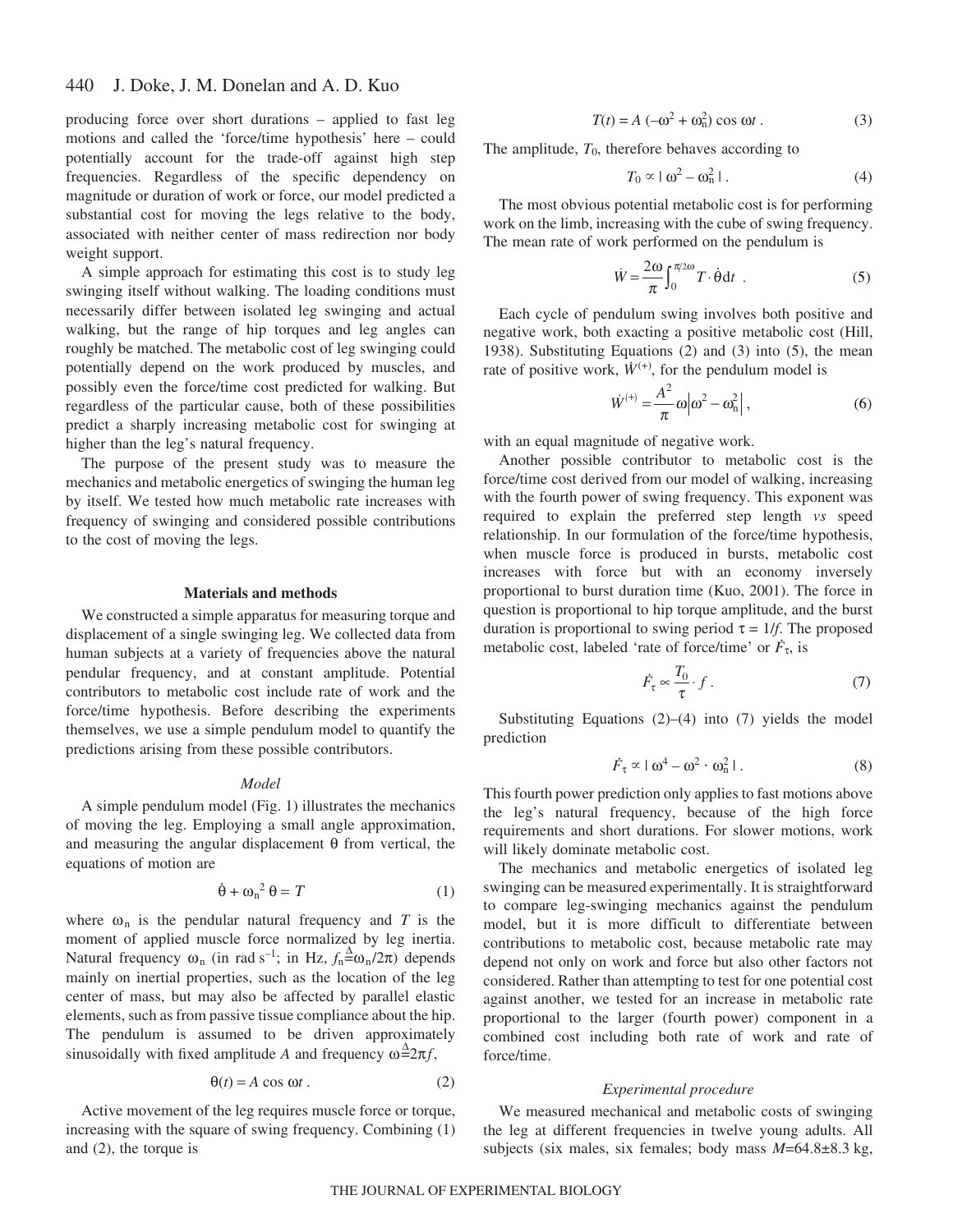producing force over short durations – applied to fast leg motions and called the 'force/time hypothesis' here – could potentially account for the trade-off against high step frequencies. Regardless of the specific dependency on magnitude or duration of work or force, our model predicted a substantial cost for moving the legs relative to the body, associated with neither center of mass redirection nor body weight support.

A simple approach for estimating this cost is to study leg swinging itself without walking. The loading conditions must necessarily differ between isolated leg swinging and actual walking, but the range of hip torques and leg angles can roughly be matched. The metabolic cost of leg swinging could potentially depend on the work produced by muscles, and possibly even the force/time cost predicted for walking. But regardless of the particular cause, both of these possibilities predict a sharply increasing metabolic cost for swinging at higher than the leg's natural frequency.

The purpose of the present study was to measure the mechanics and metabolic energetics of swinging the human leg by itself. We tested how much metabolic rate increases with frequency of swinging and considered possible contributions to the cost of moving the legs.

## Materials and methods

We constructed a simple apparatus for measuring torque and displacement of a single swinging leg. We collected data from human subjects at a variety of frequencies above the natural pendular frequency, and at constant amplitude. Potential contributors to metabolic cost include rate of work and the force/time hypothesis. Before describing the experiments themselves, we use a simple pendulum model to quantify the predictions arising from these possible contributors.

### *Model*

A simple pendulum model (Fig. 1) illustrates the mechanics of moving the leg. Employing a small angle approximation, and measuring the angular displacement $\theta$ from vertical, the equations of motion are

$$\ddot{\theta} + \omega_n^2\,\theta = T \quad (1)$$

where $\omega_n$ is the pendular natural frequency and $T$ is the moment of applied muscle force normalized by leg inertia. Natural frequency $\omega_n$ (in rad s$^{-1}$; in Hz, $f_n \stackrel{\Delta}{=} \omega_n/2\pi$) depends mainly on inertial properties, such as the location of the leg center of mass, but may also be affected by parallel elastic elements, such as from passive tissue compliance about the hip. The pendulum is assumed to be driven approximately sinusoidally with fixed amplitude $A$ and frequency $\omega \stackrel{\Delta}{=} 2\pi f$,

$$\theta(t) = A\cos\omega t\,. \quad (2)$$

Active movement of the leg requires muscle force or torque, increasing with the square of swing frequency. Combining (1) and (2), the torque is

$$T(t) = A\,(-\omega^2 + \omega_n^2)\cos\omega t\,. \quad (3)$$

The amplitude, $T_0$, therefore behaves according to

$$T_0 \propto |\,\omega^2 - \omega_n^2\,|\,. \quad (4)$$

The most obvious potential metabolic cost is for performing work on the limb, increasing with the cube of swing frequency. The mean rate of work performed on the pendulum is

$$\dot{W} = \frac{2\omega}{\pi}\int_0^{\pi/2\omega} T\cdot\dot{\theta}\,\mathrm{d}t\ . \quad (5)$$

Each cycle of pendulum swing involves both positive and negative work, both exacting a positive metabolic cost (Hill, 1938). Substituting Equations (2) and (3) into (5), the mean rate of positive work, $\dot{W}^{(+)}$, for the pendulum model is

$$\dot{W}^{(+)} = \frac{A^2}{\pi}\,\omega\left|\omega^2 - \omega_n^2\right|, \quad (6)$$

with an equal magnitude of negative work.

Another possible contributor to metabolic cost is the force/time cost derived from our model of walking, increasing with the fourth power of swing frequency. This exponent was required to explain the preferred step length *vs* speed relationship. In our formulation of the force/time hypothesis, when muscle force is produced in bursts, metabolic cost increases with force but with an economy inversely proportional to burst duration time (Kuo, 2001). The force in question is proportional to hip torque amplitude, and the burst duration is proportional to swing period $\tau = 1/f$. The proposed metabolic cost, labeled 'rate of force/time' or $\dot{F}_\tau$, is

$$\dot{F}_\tau \propto \frac{T_0}{\tau}\cdot f\,. \quad (7)$$

Substituting Equations (2)–(4) into (7) yields the model prediction

$$\dot{F}_\tau \propto |\,\omega^4 - \omega^2\cdot\omega_n^2\,|\,. \quad (8)$$

This fourth power prediction only applies to fast motions above the leg's natural frequency, because of the high force requirements and short durations. For slower motions, work will likely dominate metabolic cost.

The mechanics and metabolic energetics of isolated leg swinging can be measured experimentally. It is straightforward to compare leg-swinging mechanics against the pendulum model, but it is more difficult to differentiate between contributions to metabolic cost, because metabolic rate may depend not only on work and force but also other factors not considered. Rather than attempting to test for one potential cost against another, we tested for an increase in metabolic rate proportional to the larger (fourth power) component in a combined cost including both rate of work and rate of force/time.

### *Experimental procedure*

We measured mechanical and metabolic costs of swinging the leg at different frequencies in twelve young adults. All subjects (six males, six females; body mass $M$=64.8±8.3 kg,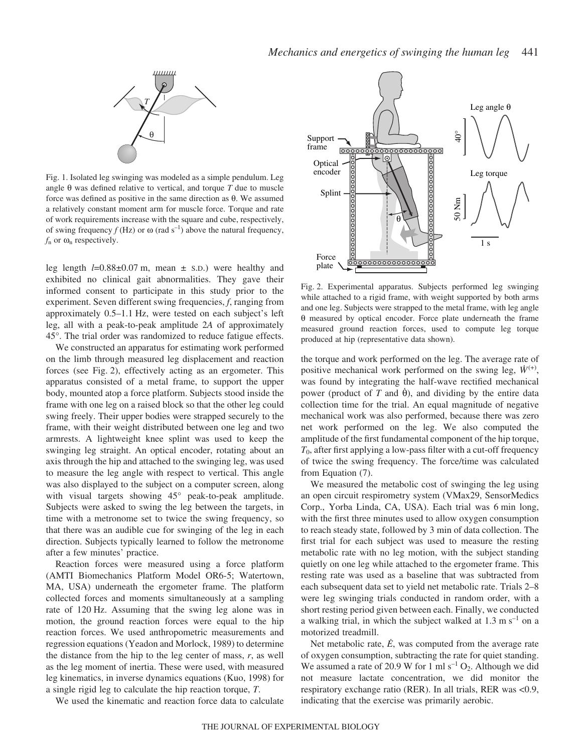Fig. 1. Isolated leg swinging was modeled as a simple pendulum. Leg angle $\theta$ was defined relative to vertical, and torque $T$ due to muscle force was defined as positive in the same direction as $\theta$. We assumed a relatively constant moment arm for muscle force. Torque and rate of work requirements increase with the square and cube, respectively, of swing frequency $f$ (Hz) or $\omega$ (rad s$^{-1}$) above the natural frequency, $f_n$ or $\omega_n$ respectively.

leg length $l$=0.88±0.07 m, mean ± S.D.) were healthy and exhibited no clinical gait abnormalities. They gave their informed consent to participate in this study prior to the experiment. Seven different swing frequencies, $f$, ranging from approximately 0.5–1.1 Hz, were tested on each subject's left leg, all with a peak-to-peak amplitude $2A$ of approximately 45°. The trial order was randomized to reduce fatigue effects.

We constructed an apparatus for estimating work performed on the limb through measured leg displacement and reaction forces (see Fig. 2), effectively acting as an ergometer. This apparatus consisted of a metal frame, to support the upper body, mounted atop a force platform. Subjects stood inside the frame with one leg on a raised block so that the other leg could swing freely. Their upper bodies were strapped securely to the frame, with their weight distributed between one leg and two armrests. A lightweight knee splint was used to keep the swinging leg straight. An optical encoder, rotating about an axis through the hip and attached to the swinging leg, was used to measure the leg angle with respect to vertical. This angle was also displayed to the subject on a computer screen, along with visual targets showing 45° peak-to-peak amplitude. Subjects were asked to swing the leg between the targets, in time with a metronome set to twice the swing frequency, so that there was an audible cue for swinging of the leg in each direction. Subjects typically learned to follow the metronome after a few minutes' practice.

Reaction forces were measured using a force platform (AMTI Biomechanics Platform Model OR6-5; Watertown, MA, USA) underneath the ergometer frame. The platform collected forces and moments simultaneously at a sampling rate of 120 Hz. Assuming that the swing leg alone was in motion, the ground reaction forces were equal to the hip reaction forces. We used anthropometric measurements and regression equations (Yeadon and Morlock, 1989) to determine the distance from the hip to the leg center of mass, $r$, as well as the leg moment of inertia. These were used, with measured leg kinematics, in inverse dynamics equations (Kuo, 1998) for a single rigid leg to calculate the hip reaction torque, $T$.

We used the kinematic and reaction force data to calculate the torque and work performed on the leg. The average rate of positive mechanical work performed on the swing leg, $\dot{W}^{(+)}$, was found by integrating the half-wave rectified mechanical power (product of $T$ and $\dot{\theta}$), and dividing by the entire data collection time for the trial. An equal magnitude of negative mechanical work was also performed, because there was zero net work performed on the leg. We also computed the amplitude of the first fundamental component of the hip torque, $T_0$, after first applying a low-pass filter with a cut-off frequency of twice the swing frequency. The force/time was calculated from Equation (7).

Support frame

Optical encoder

Splint

Force plate

Leg angle θ

40°

Leg torque

50 Nm

1 s

Fig. 2. Experimental apparatus. Subjects performed leg swinging while attached to a rigid frame, with weight supported by both arms and one leg. Subjects were strapped to the metal frame, with leg angle $\theta$ measured by optical encoder. Force plate underneath the frame measured ground reaction forces, used to compute leg torque produced at hip (representative data shown).

We measured the metabolic cost of swinging the leg using an open circuit respirometry system (VMax29, SensorMedics Corp., Yorba Linda, CA, USA). Each trial was 6 min long, with the first three minutes used to allow oxygen consumption to reach steady state, followed by 3 min of data collection. The first trial for each subject was used to measure the resting metabolic rate with no leg motion, with the subject standing quietly on one leg while attached to the ergometer frame. This resting rate was used as a baseline that was subtracted from each subsequent data set to yield net metabolic rate. Trials 2–8 were leg swinging trials conducted in random order, with a short resting period given between each. Finally, we conducted a walking trial, in which the subject walked at 1.3 m s$^{-1}$ on a motorized treadmill.

Net metabolic rate, $\dot{E}$, was computed from the average rate of oxygen consumption, subtracting the rate for quiet standing. We assumed a rate of 20.9 W for 1 ml s$^{-1}$ $O_2$. Although we did not measure lactate concentration, we did monitor the respiratory exchange ratio (RER). In all trials, RER was <0.9, indicating that the exercise was primarily aerobic.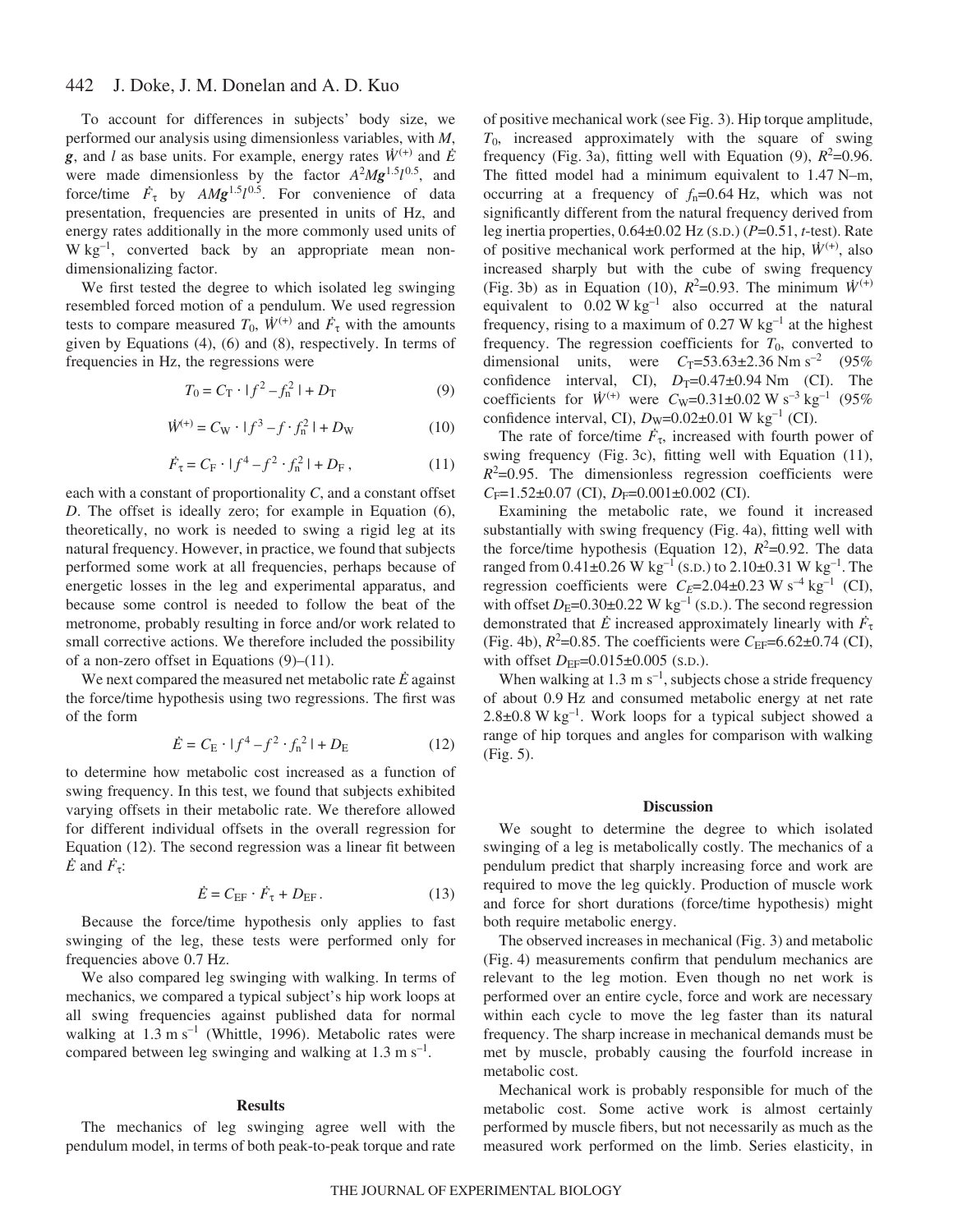To account for differences in subjects' body size, we performed our analysis using dimensionless variables, with $M$, $\boldsymbol{g}$, and $l$ as base units. For example, energy rates $\dot{W}^{(+)}$ and $\dot{E}$ were made dimensionless by the factor $A^2 M\boldsymbol{g}^{1.5} l^{0.5}$, and force/time $\dot{F}_\tau$ by $AM\boldsymbol{g}^{1.5} l^{0.5}$. For convenience of data presentation, frequencies are presented in units of Hz, and energy rates additionally in the more commonly used units of W kg$^{-1}$, converted back by an appropriate mean non-dimensionalizing factor.

We first tested the degree to which isolated leg swinging resembled forced motion of a pendulum. We used regression tests to compare measured $T_0$, $\dot{W}^{(+)}$ and $\dot{F}_\tau$ with the amounts given by Equations (4), (6) and (8), respectively. In terms of frequencies in Hz, the regressions were

$$T_0 = C_\mathrm{T} \cdot | f^2 - f_\mathrm{n}^2 | + D_\mathrm{T} \tag{9}$$

$$\dot{W}^{(+)} = C_\mathrm{W} \cdot | f^3 - f \cdot f_\mathrm{n}^2 | + D_\mathrm{W} \tag{10}$$

$$\dot{F}_\tau = C_\mathrm{F} \cdot | f^4 - f^2 \cdot f_\mathrm{n}^2 | + D_\mathrm{F} , \tag{11}$$

each with a constant of proportionality $C$, and a constant offset $D$. The offset is ideally zero; for example in Equation (6), theoretically, no work is needed to swing a rigid leg at its natural frequency. However, in practice, we found that subjects performed some work at all frequencies, perhaps because of energetic losses in the leg and experimental apparatus, and because some control is needed to follow the beat of the metronome, probably resulting in force and/or work related to small corrective actions. We therefore included the possibility of a non-zero offset in Equations (9)–(11).

We next compared the measured net metabolic rate $\dot{E}$ against the force/time hypothesis using two regressions. The first was of the form

$$\dot{E} = C_\mathrm{E} \cdot | f^4 - f^2 \cdot f_\mathrm{n}^2 | + D_\mathrm{E} \tag{12}$$

to determine how metabolic cost increased as a function of swing frequency. In this test, we found that subjects exhibited varying offsets in their metabolic rate. We therefore allowed for different individual offsets in the overall regression for Equation (12). The second regression was a linear fit between $\dot{E}$ and $\dot{F}_\tau$:

$$\dot{E} = C_\mathrm{EF} \cdot \dot{F}_\tau + D_\mathrm{EF} . \tag{13}$$

Because the force/time hypothesis only applies to fast swinging of the leg, these tests were performed only for frequencies above 0.7 Hz.

We also compared leg swinging with walking. In terms of mechanics, we compared a typical subject's hip work loops at all swing frequencies against published data for normal walking at 1.3 m s$^{-1}$ (Whittle, 1996). Metabolic rates were compared between leg swinging and walking at 1.3 m s$^{-1}$.

## Results

The mechanics of leg swinging agree well with the pendulum model, in terms of both peak-to-peak torque and rate of positive mechanical work (see Fig. 3). Hip torque amplitude, $T_0$, increased approximately with the square of swing frequency (Fig. 3a), fitting well with Equation (9), $R^2$=0.96. The fitted model had a minimum equivalent to 1.47 N–m, occurring at a frequency of $f_\mathrm{n}$=0.64 Hz, which was not significantly different from the natural frequency derived from leg inertia properties, 0.64±0.02 Hz (S.D.) ($P$=0.51, $t$-test). Rate of positive mechanical work performed at the hip, $\dot{W}^{(+)}$, also increased sharply but with the cube of swing frequency (Fig. 3b) as in Equation (10), $R^2$=0.93. The minimum $\dot{W}^{(+)}$ equivalent to 0.02 W kg$^{-1}$ also occurred at the natural frequency, rising to a maximum of 0.27 W kg$^{-1}$ at the highest frequency. The regression coefficients for $T_0$, converted to dimensional units, were $C_\mathrm{T}$=53.63±2.36 Nm s$^{-2}$ (95% confidence interval, CI), $D_\mathrm{T}$=0.47±0.94 Nm (CI). The coefficients for $\dot{W}^{(+)}$ were $C_\mathrm{W}$=0.31±0.02 W s$^{-3}$ kg$^{-1}$ (95% confidence interval, CI), $D_\mathrm{W}$=0.02±0.01 W kg$^{-1}$ (CI).

The rate of force/time $\dot{F}_\tau$, increased with fourth power of swing frequency (Fig. 3c), fitting well with Equation (11), $R^2$=0.95. The dimensionless regression coefficients were $C_\mathrm{F}$=1.52±0.07 (CI), $D_\mathrm{F}$=0.001±0.002 (CI).

Examining the metabolic rate, we found it increased substantially with swing frequency (Fig. 4a), fitting well with the force/time hypothesis (Equation 12), $R^2$=0.92. The data ranged from 0.41±0.26 W kg$^{-1}$ (S.D.) to 2.10±0.31 W kg$^{-1}$. The regression coefficients were $C_E$=2.04±0.23 W s$^{-4}$ kg$^{-1}$ (CI), with offset $D_\mathrm{E}$=0.30±0.22 W kg$^{-1}$ (S.D.). The second regression demonstrated that $\dot{E}$ increased approximately linearly with $\dot{F}_\tau$ (Fig. 4b), $R^2$=0.85. The coefficients were $C_\mathrm{EF}$=6.62±0.74 (CI), with offset $D_\mathrm{EF}$=0.015±0.005 (S.D.).

When walking at 1.3 m s$^{-1}$, subjects chose a stride frequency of about 0.9 Hz and consumed metabolic energy at net rate 2.8±0.8 W kg$^{-1}$. Work loops for a typical subject showed a range of hip torques and angles for comparison with walking (Fig. 5).

## Discussion

We sought to determine the degree to which isolated swinging of a leg is metabolically costly. The mechanics of a pendulum predict that sharply increasing force and work are required to move the leg quickly. Production of muscle work and force for short durations (force/time hypothesis) might both require metabolic energy.

The observed increases in mechanical (Fig. 3) and metabolic (Fig. 4) measurements confirm that pendulum mechanics are relevant to the leg motion. Even though no net work is performed over an entire cycle, force and work are necessary within each cycle to move the leg faster than its natural frequency. The sharp increase in mechanical demands must be met by muscle, probably causing the fourfold increase in metabolic cost.

Mechanical work is probably responsible for much of the metabolic cost. Some active work is almost certainly performed by muscle fibers, but not necessarily as much as the measured work performed on the limb. Series elasticity, in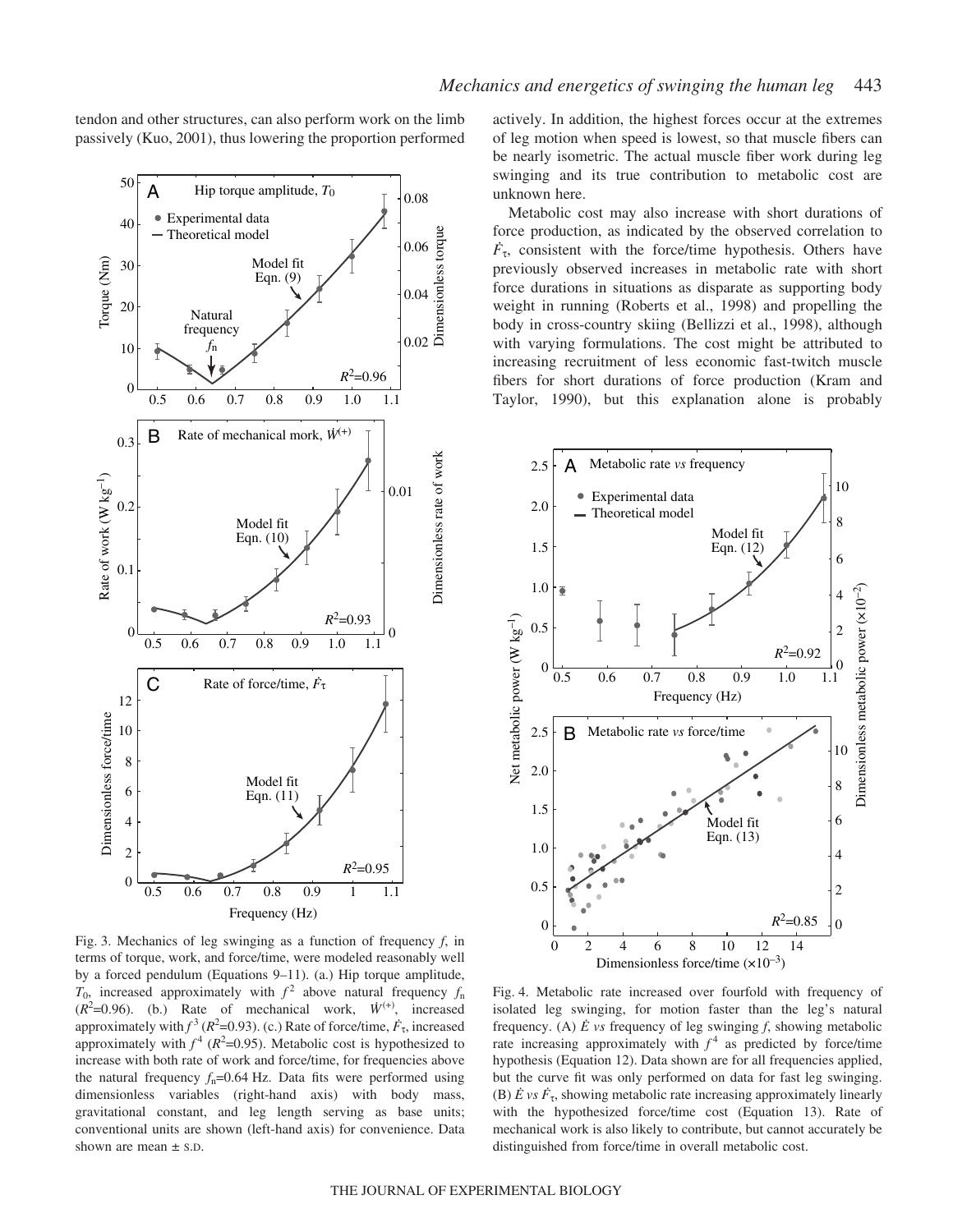tendon and other structures, can also perform work on the limb passively (Kuo, 2001), thus lowering the proportion performed actively. In addition, the highest forces occur at the extremes of leg motion when speed is lowest, so that muscle fibers can be nearly isometric. The actual muscle fiber work during leg swinging and its true contribution to metabolic cost are unknown here.

Metabolic cost may also increase with short durations of force production, as indicated by the observed correlation to $\dot{F}_\tau$, consistent with the force/time hypothesis. Others have previously observed increases in metabolic rate with short force durations in situations as disparate as supporting body weight in running (Roberts et al., 1998) and propelling the body in cross-country skiing (Bellizzi et al., 1998), although with varying formulations. The cost might be attributed to increasing recruitment of less economic fast-twitch muscle fibers for short durations of force production (Kram and Taylor, 1990), but this explanation alone is probably

A Hip torque amplitude, $T_0$
Experimental data
Theoretical model
Model fit Eqn. (9)
Natural frequency $f_n$
$R^2$=0.96
Torque (Nm)
Dimensionless torque

B Rate of mechanical work, $\dot{W}^{(+)}$
Model fit Eqn. (10)
$R^2$=0.93
Rate of work (W kg$^{-1}$)
Dimensionless rate of work

C Rate of force/time, $\dot{F}_\tau$
Model fit Eqn. (11)
$R^2$=0.95
Dimensionless force/time
Frequency (Hz)

Fig. 3. Mechanics of leg swinging as a function of frequency $f$, in terms of torque, work, and force/time, were modeled reasonably well by a forced pendulum (Equations 9–11). (a.) Hip torque amplitude, $T_0$, increased approximately with $f^2$ above natural frequency $f_n$ ($R^2$=0.96). (b.) Rate of mechanical work, $\dot{W}^{(+)}$, increased approximately with $f^3$ ($R^2$=0.93). (c.) Rate of force/time, $\dot{F}_\tau$, increased approximately with $f^4$ ($R^2$=0.95). Metabolic cost is hypothesized to increase with both rate of work and force/time, for frequencies above the natural frequency $f_n$=0.64 Hz. Data fits were performed using dimensionless variables (right-hand axis) with body mass, gravitational constant, and leg length serving as base units; conventional units are shown (left-hand axis) for convenience. Data shown are mean ± S.D.

A Metabolic rate *vs* frequency
Experimental data
Theoretical model
Model fit Eqn. (12)
$R^2$=0.92
Frequency (Hz)

B Metabolic rate *vs* force/time
Model fit Eqn. (13)
$R^2$=0.85
Dimensionless force/time ($\times 10^{-3}$)
Net metabolic power (W kg$^{-1}$)
Dimensionless metabolic power ($\times 10^{-2}$)

Fig. 4. Metabolic rate increased over fourfold with frequency of isolated leg swinging, for motion faster than the leg's natural frequency. (A) $\dot{E}$ *vs* frequency of leg swinging $f$, showing metabolic rate increasing approximately with $f^4$ as predicted by force/time hypothesis (Equation 12). Data shown are for all frequencies applied, but the curve fit was only performed on data for fast leg swinging. (B) $\dot{E}$ *vs* $\dot{F}_\tau$, showing metabolic rate increasing approximately linearly with the hypothesized force/time cost (Equation 13). Rate of mechanical work is also likely to contribute, but cannot accurately be distinguished from force/time in overall metabolic cost.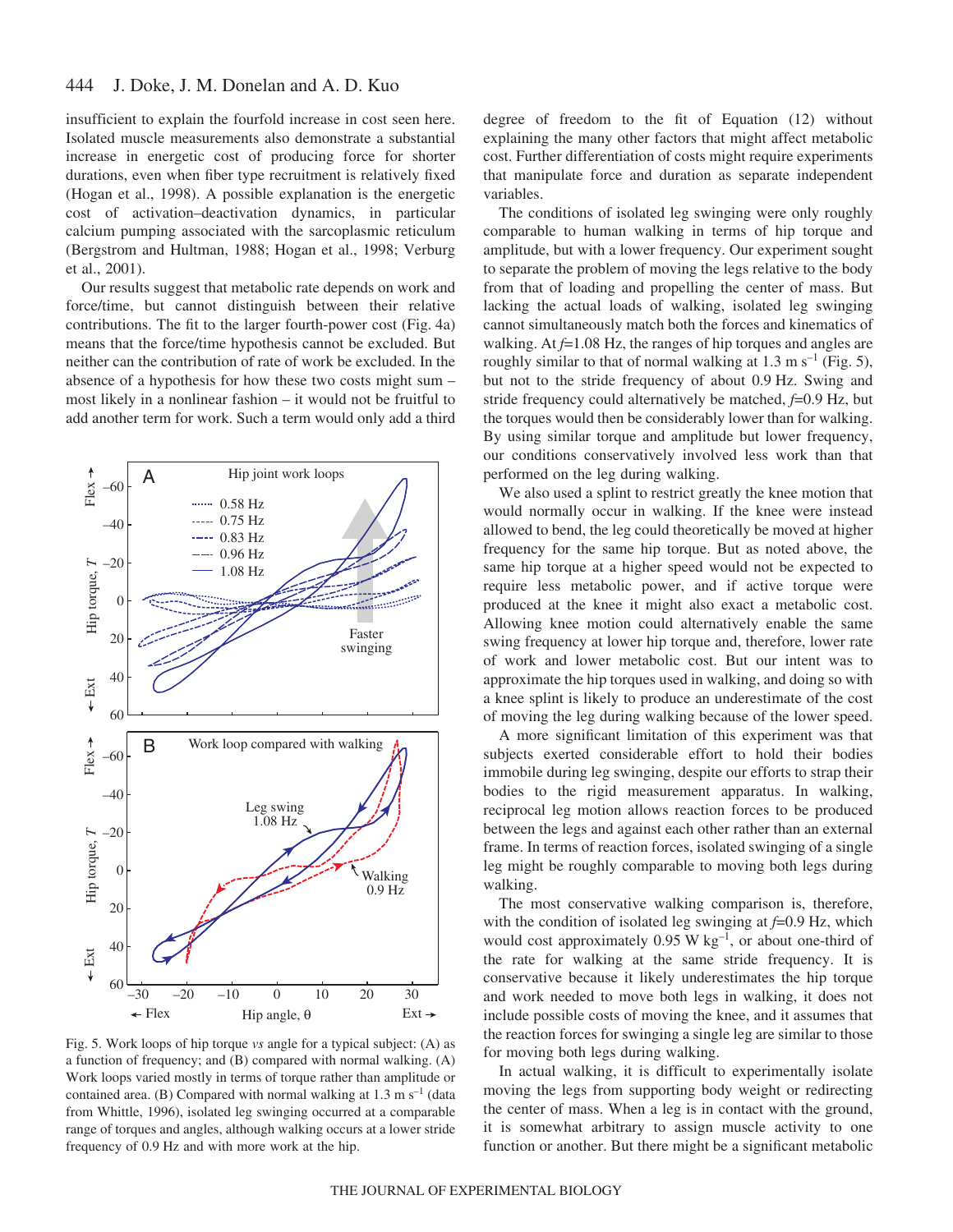insufficient to explain the fourfold increase in cost seen here. Isolated muscle measurements also demonstrate a substantial increase in energetic cost of producing force for shorter durations, even when fiber type recruitment is relatively fixed (Hogan et al., 1998). A possible explanation is the energetic cost of activation–deactivation dynamics, in particular calcium pumping associated with the sarcoplasmic reticulum (Bergstrom and Hultman, 1988; Hogan et al., 1998; Verburg et al., 2001).

Our results suggest that metabolic rate depends on work and force/time, but cannot distinguish between their relative contributions. The fit to the larger fourth-power cost (Fig. 4a) means that the force/time hypothesis cannot be excluded. But neither can the contribution of rate of work be excluded. In the absence of a hypothesis for how these two costs might sum – most likely in a nonlinear fashion – it would not be fruitful to add another term for work. Such a term would only add a third degree of freedom to the fit of Equation (12) without explaining the many other factors that might affect metabolic cost. Further differentiation of costs might require experiments that manipulate force and duration as separate independent variables.

A
Hip joint work loops
0.58 Hz
0.75 Hz
0.83 Hz
0.96 Hz
1.08 Hz
Faster swinging
Flex
Hip torque, *T*
Ext
–60
–40
–20
0
20
40
60

B
Work loop compared with walking
Leg swing 1.08 Hz
Walking 0.9 Hz
Flex
Hip torque, *T*
Ext
–60
–40
–20
0
20
40
60
–30 –20 –10 0 10 20 30
Flex
Hip angle, θ
Ext

Fig. 5. Work loops of hip torque *vs* angle for a typical subject: (A) as a function of frequency; and (B) compared with normal walking. (A) Work loops varied mostly in terms of torque rather than amplitude or contained area. (B) Compared with normal walking at 1.3 m s$^{-1}$ (data from Whittle, 1996), isolated leg swinging occurred at a comparable range of torques and angles, although walking occurs at a lower stride frequency of 0.9 Hz and with more work at the hip.

The conditions of isolated leg swinging were only roughly comparable to human walking in terms of hip torque and amplitude, but with a lower frequency. Our experiment sought to separate the problem of moving the legs relative to the body from that of loading and propelling the center of mass. But lacking the actual loads of walking, isolated leg swinging cannot simultaneously match both the forces and kinematics of walking. At $f$=1.08 Hz, the ranges of hip torques and angles are roughly similar to that of normal walking at 1.3 m s$^{-1}$ (Fig. 5), but not to the stride frequency of about 0.9 Hz. Swing and stride frequency could alternatively be matched, $f$=0.9 Hz, but the torques would then be considerably lower than for walking. By using similar torque and amplitude but lower frequency, our conditions conservatively involved less work than that performed on the leg during walking.

We also used a splint to restrict greatly the knee motion that would normally occur in walking. If the knee were instead allowed to bend, the leg could theoretically be moved at higher frequency for the same hip torque. But as noted above, the same hip torque at a higher speed would not be expected to require less metabolic power, and if active torque were produced at the knee it might also exact a metabolic cost. Allowing knee motion could alternatively enable the same swing frequency at lower hip torque and, therefore, lower rate of work and lower metabolic cost. But our intent was to approximate the hip torques used in walking, and doing so with a knee splint is likely to produce an underestimate of the cost of moving the leg during walking because of the lower speed.

A more significant limitation of this experiment was that subjects exerted considerable effort to hold their bodies immobile during leg swinging, despite our efforts to strap their bodies to the rigid measurement apparatus. In walking, reciprocal leg motion allows reaction forces to be produced between the legs and against each other rather than an external frame. In terms of reaction forces, isolated swinging of a single leg might be roughly comparable to moving both legs during walking.

The most conservative walking comparison is, therefore, with the condition of isolated leg swinging at $f$=0.9 Hz, which would cost approximately 0.95 W kg$^{-1}$, or about one-third of the rate for walking at the same stride frequency. It is conservative because it likely underestimates the hip torque and work needed to move both legs in walking, it does not include possible costs of moving the knee, and it assumes that the reaction forces for swinging a single leg are similar to those for moving both legs during walking.

In actual walking, it is difficult to experimentally isolate moving the legs from supporting body weight or redirecting the center of mass. When a leg is in contact with the ground, it is somewhat arbitrary to assign muscle activity to one function or another. But there might be a significant metabolic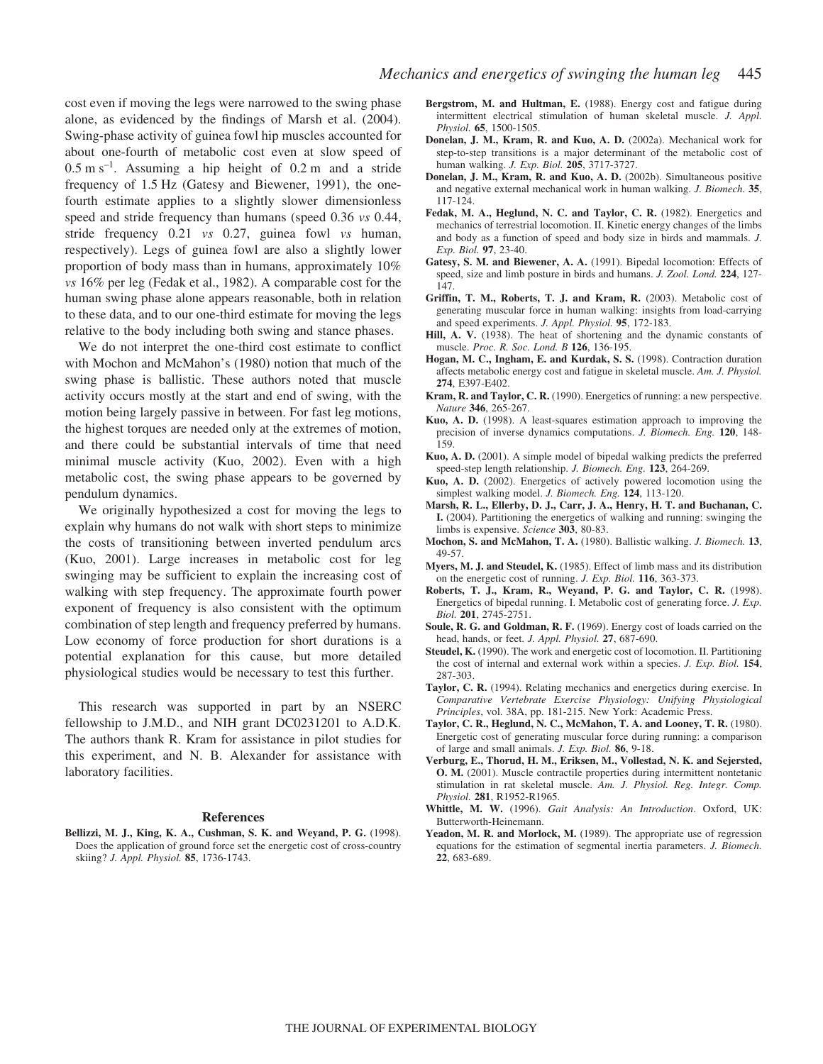cost even if moving the legs were narrowed to the swing phase alone, as evidenced by the findings of Marsh et al. (2004). Swing-phase activity of guinea fowl hip muscles accounted for about one-fourth of metabolic cost even at slow speed of $0.5 \text{ m s}^{-1}$. Assuming a hip height of 0.2 m and a stride frequency of 1.5 Hz (Gatesy and Biewener, 1991), the one-fourth estimate applies to a slightly slower dimensionless speed and stride frequency than humans (speed 0.36 *vs* 0.44, stride frequency 0.21 *vs* 0.27, guinea fowl *vs* human, respectively). Legs of guinea fowl are also a slightly lower proportion of body mass than in humans, approximately 10% *vs* 16% per leg (Fedak et al., 1982). A comparable cost for the human swing phase alone appears reasonable, both in relation to these data, and to our one-third estimate for moving the legs relative to the body including both swing and stance phases.

We do not interpret the one-third cost estimate to conflict with Mochon and McMahon's (1980) notion that much of the swing phase is ballistic. These authors noted that muscle activity occurs mostly at the start and end of swing, with the motion being largely passive in between. For fast leg motions, the highest torques are needed only at the extremes of motion, and there could be substantial intervals of time that need minimal muscle activity (Kuo, 2002). Even with a high metabolic cost, the swing phase appears to be governed by pendulum dynamics.

We originally hypothesized a cost for moving the legs to explain why humans do not walk with short steps to minimize the costs of transitioning between inverted pendulum arcs (Kuo, 2001). Large increases in metabolic cost for leg swinging may be sufficient to explain the increasing cost of walking with step frequency. The approximate fourth power exponent of frequency is also consistent with the optimum combination of step length and frequency preferred by humans. Low economy of force production for short durations is a potential explanation for this cause, but more detailed physiological studies would be necessary to test this further.

This research was supported in part by an NSERC fellowship to J.M.D., and NIH grant DC0231201 to A.D.K. The authors thank R. Kram for assistance in pilot studies for this experiment, and N. B. Alexander for assistance with laboratory facilities.

## References

**Bellizzi, M. J., King, K. A., Cushman, S. K. and Weyand, P. G.** (1998). Does the application of ground force set the energetic cost of cross-country skiing? *J. Appl. Physiol.* **85**, 1736-1743.

**Bergstrom, M. and Hultman, E.** (1988). Energy cost and fatigue during intermittent electrical stimulation of human skeletal muscle. *J. Appl. Physiol.* **65**, 1500-1505.

**Donelan, J. M., Kram, R. and Kuo, A. D.** (2002a). Mechanical work for step-to-step transitions is a major determinant of the metabolic cost of human walking. *J. Exp. Biol.* **205**, 3717-3727.

**Donelan, J. M., Kram, R. and Kuo, A. D.** (2002b). Simultaneous positive and negative external mechanical work in human walking. *J. Biomech.* **35**, 117-124.

**Fedak, M. A., Heglund, N. C. and Taylor, C. R.** (1982). Energetics and mechanics of terrestrial locomotion. II. Kinetic energy changes of the limbs and body as a function of speed and body size in birds and mammals. *J. Exp. Biol.* **97**, 23-40.

**Gatesy, S. M. and Biewener, A. A.** (1991). Bipedal locomotion: Effects of speed, size and limb posture in birds and humans. *J. Zool. Lond.* **224**, 127-147.

**Griffin, T. M., Roberts, T. J. and Kram, R.** (2003). Metabolic cost of generating muscular force in human walking: insights from load-carrying and speed experiments. *J. Appl. Physiol.* **95**, 172-183.

**Hill, A. V.** (1938). The heat of shortening and the dynamic constants of muscle. *Proc. R. Soc. Lond. B* **126**, 136-195.

**Hogan, M. C., Ingham, E. and Kurdak, S. S.** (1998). Contraction duration affects metabolic energy cost and fatigue in skeletal muscle. *Am. J. Physiol.* **274**, E397-E402.

**Kram, R. and Taylor, C. R.** (1990). Energetics of running: a new perspective. *Nature* **346**, 265-267.

**Kuo, A. D.** (1998). A least-squares estimation approach to improving the precision of inverse dynamics computations. *J. Biomech. Eng.* **120**, 148-159.

**Kuo, A. D.** (2001). A simple model of bipedal walking predicts the preferred speed-step length relationship. *J. Biomech. Eng.* **123**, 264-269.

**Kuo, A. D.** (2002). Energetics of actively powered locomotion using the simplest walking model. *J. Biomech. Eng.* **124**, 113-120.

**Marsh, R. L., Ellerby, D. J., Carr, J. A., Henry, H. T. and Buchanan, C. I.** (2004). Partitioning the energetics of walking and running: swinging the limbs is expensive. *Science* **303**, 80-83.

**Mochon, S. and McMahon, T. A.** (1980). Ballistic walking. *J. Biomech.* **13**, 49-57.

**Myers, M. J. and Steudel, K.** (1985). Effect of limb mass and its distribution on the energetic cost of running. *J. Exp. Biol.* **116**, 363-373.

**Roberts, T. J., Kram, R., Weyand, P. G. and Taylor, C. R.** (1998). Energetics of bipedal running. I. Metabolic cost of generating force. *J. Exp. Biol.* **201**, 2745-2751.

**Soule, R. G. and Goldman, R. F.** (1969). Energy cost of loads carried on the head, hands, or feet. *J. Appl. Physiol.* **27**, 687-690.

**Steudel, K.** (1990). The work and energetic cost of locomotion. II. Partitioning the cost of internal and external work within a species. *J. Exp. Biol.* **154**, 287-303.

**Taylor, C. R.** (1994). Relating mechanics and energetics during exercise. In *Comparative Vertebrate Exercise Physiology: Unifying Physiological Principles*, vol. 38A, pp. 181-215. New York: Academic Press.

**Taylor, C. R., Heglund, N. C., McMahon, T. A. and Looney, T. R.** (1980). Energetic cost of generating muscular force during running: a comparison of large and small animals. *J. Exp. Biol.* **86**, 9-18.

**Verburg, E., Thorud, H. M., Eriksen, M., Vollestad, N. K. and Sejersted, O. M.** (2001). Muscle contractile properties during intermittent nontetanic stimulation in rat skeletal muscle. *Am. J. Physiol. Reg. Integr. Comp. Physiol.* **281**, R1952-R1965.

**Whittle, M. W.** (1996). *Gait Analysis: An Introduction*. Oxford, UK: Butterworth-Heinemann.

**Yeadon, M. R. and Morlock, M.** (1989). The appropriate use of regression equations for the estimation of segmental inertia parameters. *J. Biomech.* **22**, 683-689.